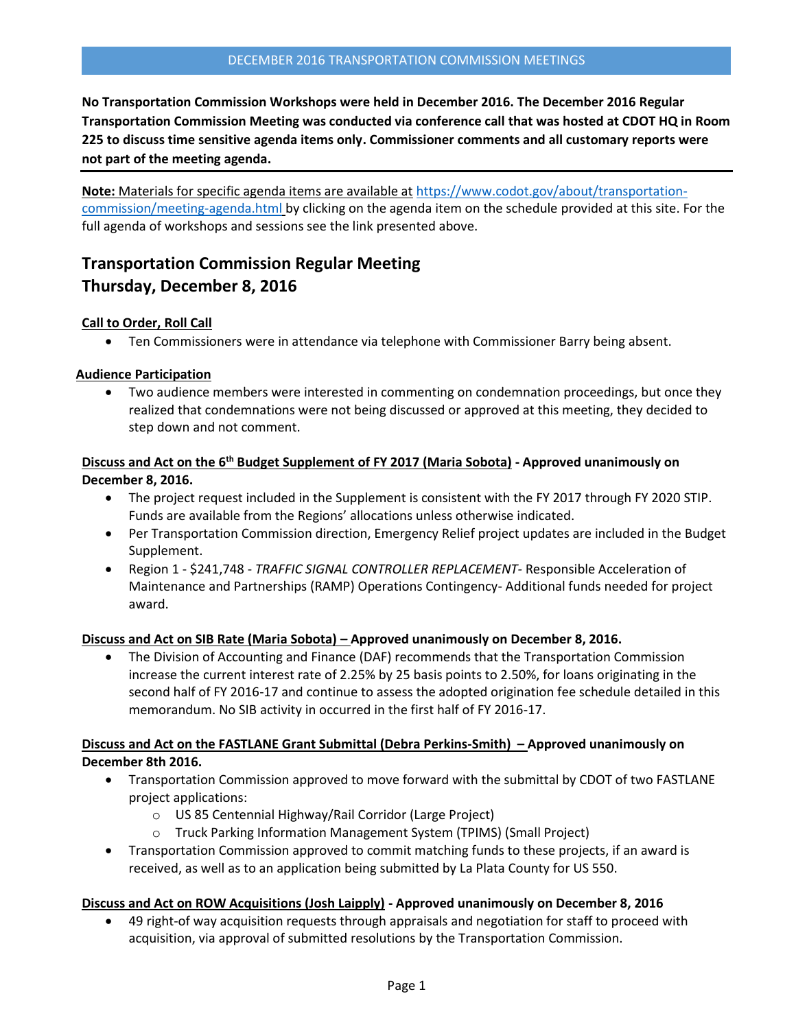DECEMBER 2016 TRANSPORTATION COMMISSION MEETINGS

**No Transportation Commission Workshops were held in December 2016. The December 2016 Regular Transportation Commission Meeting was conducted via conference call that was hosted at CDOT HQ in Room 225 to discuss time sensitive agenda items only. Commissioner comments and all customary reports were not part of the meeting agenda.**

**Note:** Materials for specific agenda items are available at https://www.codot.gov/about/transportation-commission/meeting-agenda.html by clicking on the agenda item on the schedule provided at this site. For the full agenda of workshops and sessions see the link presented above.

## Transportation Commission Regular Meeting
## Thursday, December 8, 2016

**Call to Order, Roll Call**

- Ten Commissioners were in attendance via telephone with Commissioner Barry being absent.

**Audience Participation**

- Two audience members were interested in commenting on condemnation proceedings, but once they realized that condemnations were not being discussed or approved at this meeting, they decided to step down and not comment.

**Discuss and Act on the 6th Budget Supplement of FY 2017 (Maria Sobota) - Approved unanimously on December 8, 2016.**

- The project request included in the Supplement is consistent with the FY 2017 through FY 2020 STIP. Funds are available from the Regions' allocations unless otherwise indicated.
- Per Transportation Commission direction, Emergency Relief project updates are included in the Budget Supplement.
- Region 1 - $241,748 - *TRAFFIC SIGNAL CONTROLLER REPLACEMENT*- Responsible Acceleration of Maintenance and Partnerships (RAMP) Operations Contingency- Additional funds needed for project award.

**Discuss and Act on SIB Rate (Maria Sobota) – Approved unanimously on December 8, 2016.**

- The Division of Accounting and Finance (DAF) recommends that the Transportation Commission increase the current interest rate of 2.25% by 25 basis points to 2.50%, for loans originating in the second half of FY 2016-17 and continue to assess the adopted origination fee schedule detailed in this memorandum. No SIB activity in occurred in the first half of FY 2016-17.

**Discuss and Act on the FASTLANE Grant Submittal (Debra Perkins-Smith) – Approved unanimously on December 8th 2016.**

- Transportation Commission approved to move forward with the submittal by CDOT of two FASTLANE project applications:
  - US 85 Centennial Highway/Rail Corridor (Large Project)
  - Truck Parking Information Management System (TPIMS) (Small Project)
- Transportation Commission approved to commit matching funds to these projects, if an award is received, as well as to an application being submitted by La Plata County for US 550.

**Discuss and Act on ROW Acquisitions (Josh Laipply) - Approved unanimously on December 8, 2016**

- 49 right-of way acquisition requests through appraisals and negotiation for staff to proceed with acquisition, via approval of submitted resolutions by the Transportation Commission.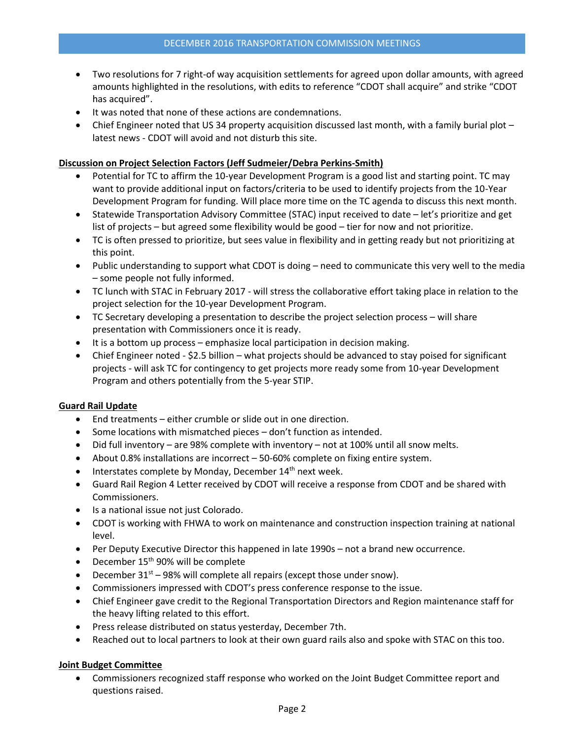- Two resolutions for 7 right-of way acquisition settlements for agreed upon dollar amounts, with agreed amounts highlighted in the resolutions, with edits to reference "CDOT shall acquire" and strike "CDOT has acquired".
- It was noted that none of these actions are condemnations.
- Chief Engineer noted that US 34 property acquisition discussed last month, with a family burial plot – latest news - CDOT will avoid and not disturb this site.

**Discussion on Project Selection Factors (Jeff Sudmeier/Debra Perkins-Smith)**

- Potential for TC to affirm the 10-year Development Program is a good list and starting point. TC may want to provide additional input on factors/criteria to be used to identify projects from the 10-Year Development Program for funding. Will place more time on the TC agenda to discuss this next month.
- Statewide Transportation Advisory Committee (STAC) input received to date – let's prioritize and get list of projects – but agreed some flexibility would be good – tier for now and not prioritize.
- TC is often pressed to prioritize, but sees value in flexibility and in getting ready but not prioritizing at this point.
- Public understanding to support what CDOT is doing – need to communicate this very well to the media – some people not fully informed.
- TC lunch with STAC in February 2017 - will stress the collaborative effort taking place in relation to the project selection for the 10-year Development Program.
- TC Secretary developing a presentation to describe the project selection process – will share presentation with Commissioners once it is ready.
- It is a bottom up process – emphasize local participation in decision making.
- Chief Engineer noted - $2.5 billion – what projects should be advanced to stay poised for significant projects - will ask TC for contingency to get projects more ready some from 10-year Development Program and others potentially from the 5-year STIP.

**Guard Rail Update**

- End treatments – either crumble or slide out in one direction.
- Some locations with mismatched pieces – don't function as intended.
- Did full inventory – are 98% complete with inventory – not at 100% until all snow melts.
- About 0.8% installations are incorrect – 50-60% complete on fixing entire system.
- Interstates complete by Monday, December 14th next week.
- Guard Rail Region 4 Letter received by CDOT will receive a response from CDOT and be shared with Commissioners.
- Is a national issue not just Colorado.
- CDOT is working with FHWA to work on maintenance and construction inspection training at national level.
- Per Deputy Executive Director this happened in late 1990s – not a brand new occurrence.
- December 15th 90% will be complete
- December 31st – 98% will complete all repairs (except those under snow).
- Commissioners impressed with CDOT's press conference response to the issue.
- Chief Engineer gave credit to the Regional Transportation Directors and Region maintenance staff for the heavy lifting related to this effort.
- Press release distributed on status yesterday, December 7th.
- Reached out to local partners to look at their own guard rails also and spoke with STAC on this too.

**Joint Budget Committee**

- Commissioners recognized staff response who worked on the Joint Budget Committee report and questions raised.